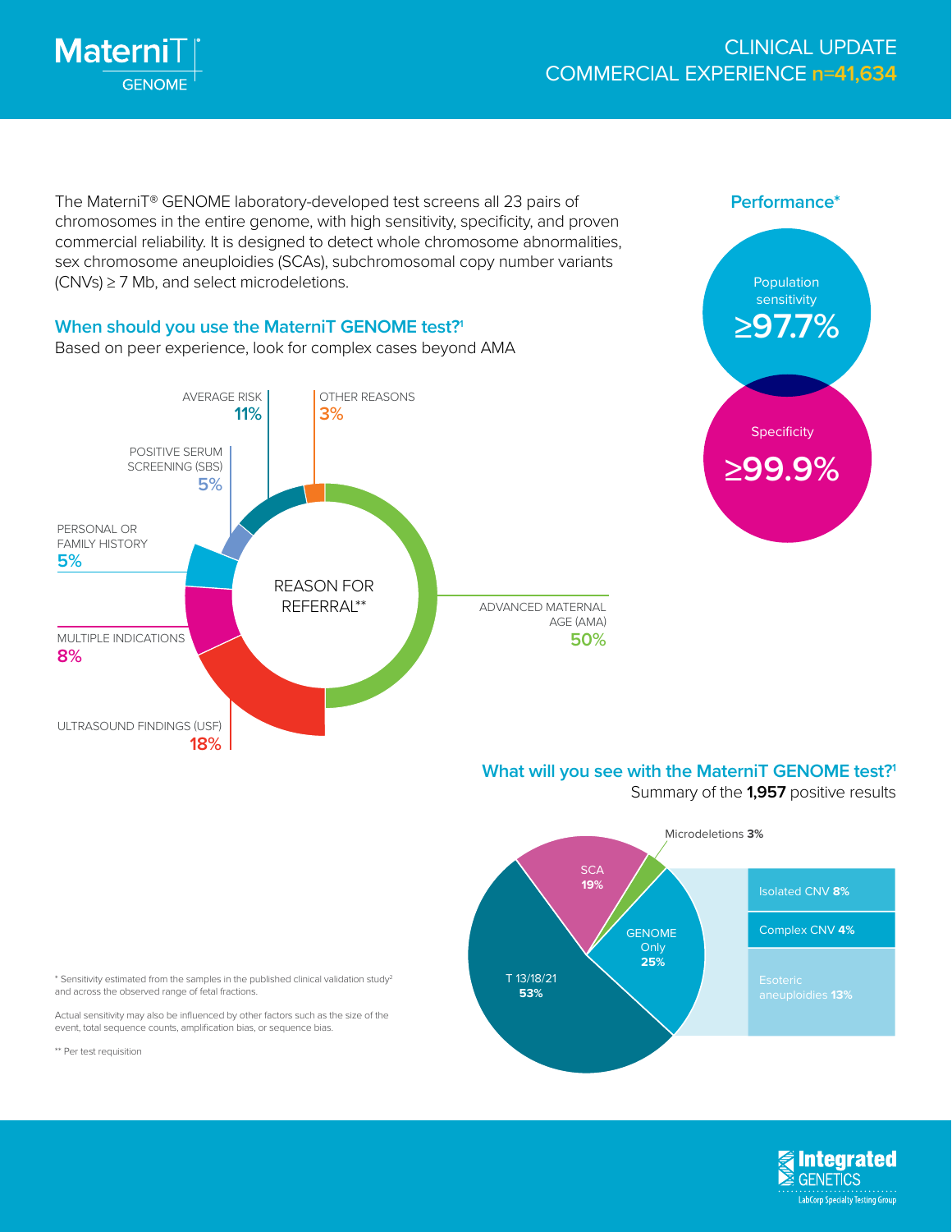# MaterniT GENOME

## CLINICAL UPDATE
## COMMERCIAL EXPERIENCE n=41,634

The MaterniT® GENOME laboratory-developed test screens all 23 pairs of chromosomes in the entire genome, with high sensitivity, specificity, and proven commercial reliability. It is designed to detect whole chromosome abnormalities, sex chromosome aneuploidies (SCAs), subchromosomal copy number variants (CNVs) ≥ 7 Mb, and select microdeletions.

### Performance*

- Population sensitivity **≥97.7%**
- Specificity **≥99.9%**

### When should you use the MaterniT GENOME test?[1]

Based on peer experience, look for complex cases beyond AMA

**REASON FOR REFERRAL****

| Reason | % |
|---|---|
| Advanced Maternal Age (AMA) | 50% |
| Ultrasound Findings (USF) | 18% |
| Average Risk | 11% |
| Multiple Indications | 8% |
| Personal or Family History | 5% |
| Positive Serum Screening (SBS) | 5% |
| Other Reasons | 3% |

### What will you see with the MaterniT GENOME test?[1]

Summary of the **1,957** positive results

| Result | % |
|---|---|
| T 13/18/21 | 53% |
| GENOME Only | 25% |
| SCA | 19% |
| Microdeletions | 3% |

GENOME Only breakdown:

| Result | % |
|---|---|
| Isolated CNV | 8% |
| Complex CNV | 4% |
| Esoteric aneuploidies | 13% |

\* Sensitivity estimated from the samples in the published clinical validation study[2] and across the observed range of fetal fractions.

Actual sensitivity may also be influenced by other factors such as the size of the event, total sequence counts, amplification bias, or sequence bias.

** Per test requisition

Integrated GENETICS
LabCorp Specialty Testing Group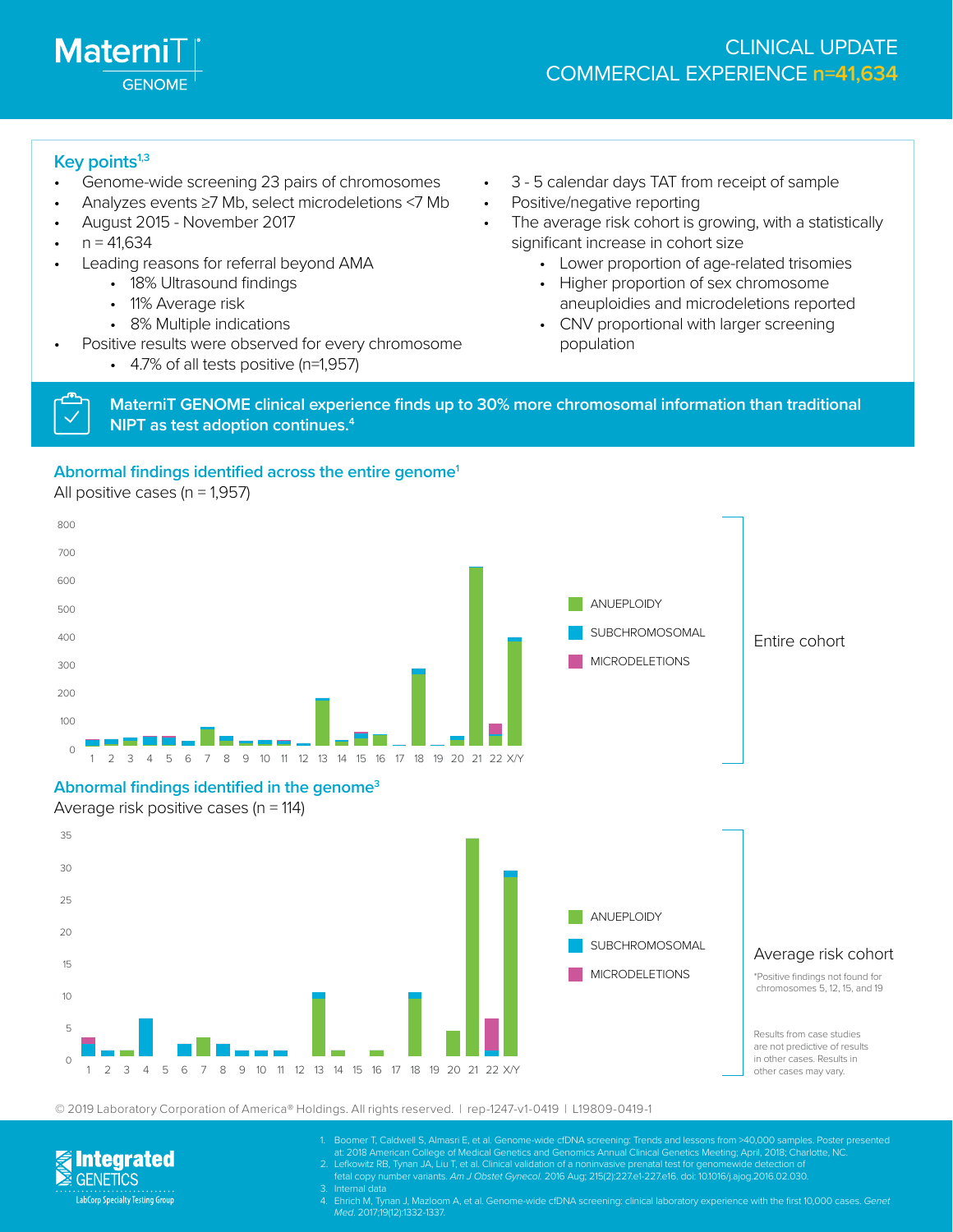MaterniT GENOME

# CLINICAL UPDATE
# COMMERCIAL EXPERIENCE n=41,634

## Key points[1,3]

- Genome-wide screening 23 pairs of chromosomes
- Analyzes events ≥7 Mb, select microdeletions <7 Mb
- August 2015 - November 2017
- n = 41,634
- Leading reasons for referral beyond AMA
  - 18% Ultrasound findings
  - 11% Average risk
  - 8% Multiple indications
- Positive results were observed for every chromosome
  - 4.7% of all tests positive (n=1,957)
- 3 - 5 calendar days TAT from receipt of sample
- Positive/negative reporting
- The average risk cohort is growing, with a statistically significant increase in cohort size
  - Lower proportion of age-related trisomies
  - Higher proportion of sex chromosome aneuploidies and microdeletions reported
  - CNV proportional with larger screening population

**MaterniT GENOME clinical experience finds up to 30% more chromosomal information than traditional NIPT as test adoption continues.[4]**

## Abnormal findings identified across the entire genome[1]

All positive cases (n = 1,957)

0
100
200
300
400
500
600
700
800

1 2 3 4 5 6 7 8 9 10 11 12 13 14 15 16 17 18 19 20 21 22 X/Y

ANUEPLOIDY
SUBCHROMOSOMAL
MICRODELETIONS

Entire cohort

## Abnormal findings identified in the genome[3]

Average risk positive cases (n = 114)

0
5
10
15
20
25
30
35

1 2 3 4 5 6 7 8 9 10 11 12 13 14 15 16 17 18 19 20 21 22 X/Y

ANUEPLOIDY
SUBCHROMOSOMAL
MICRODELETIONS

Average risk cohort

*Positive findings not found for chromosomes 5, 12, 15, and 19

Results from case studies are not predictive of results in other cases. Results in other cases may vary.

© 2019 Laboratory Corporation of America® Holdings. All rights reserved. | rep-1247-v1-0419 | L19809-0419-1

Integrated GENETICS
LabCorp Specialty Testing Group

1. Boomer T, Caldwell S, Almasri E, et al. Genome-wide cfDNA screening: Trends and lessons from >40,000 samples. Poster presented at: 2018 American College of Medical Genetics and Genomics Annual Clinical Genetics Meeting; April, 2018; Charlotte, NC.
2. Lefkowitz RB, Tynan JA, Liu T, et al. Clinical validation of a noninvasive prenatal test for genomewide detection of fetal copy number variants. *Am J Obstet Gynecol.* 2016 Aug; 215(2):227.e1-227.e16. doi: 10.1016/j.ajog.2016.02.030.
3. Internal data
4. Ehrich M, Tynan J, Mazloom A, et al. Genome-wide cfDNA screening: clinical laboratory experience with the first 10,000 cases. *Genet Med.* 2017;19(12):1332-1337.